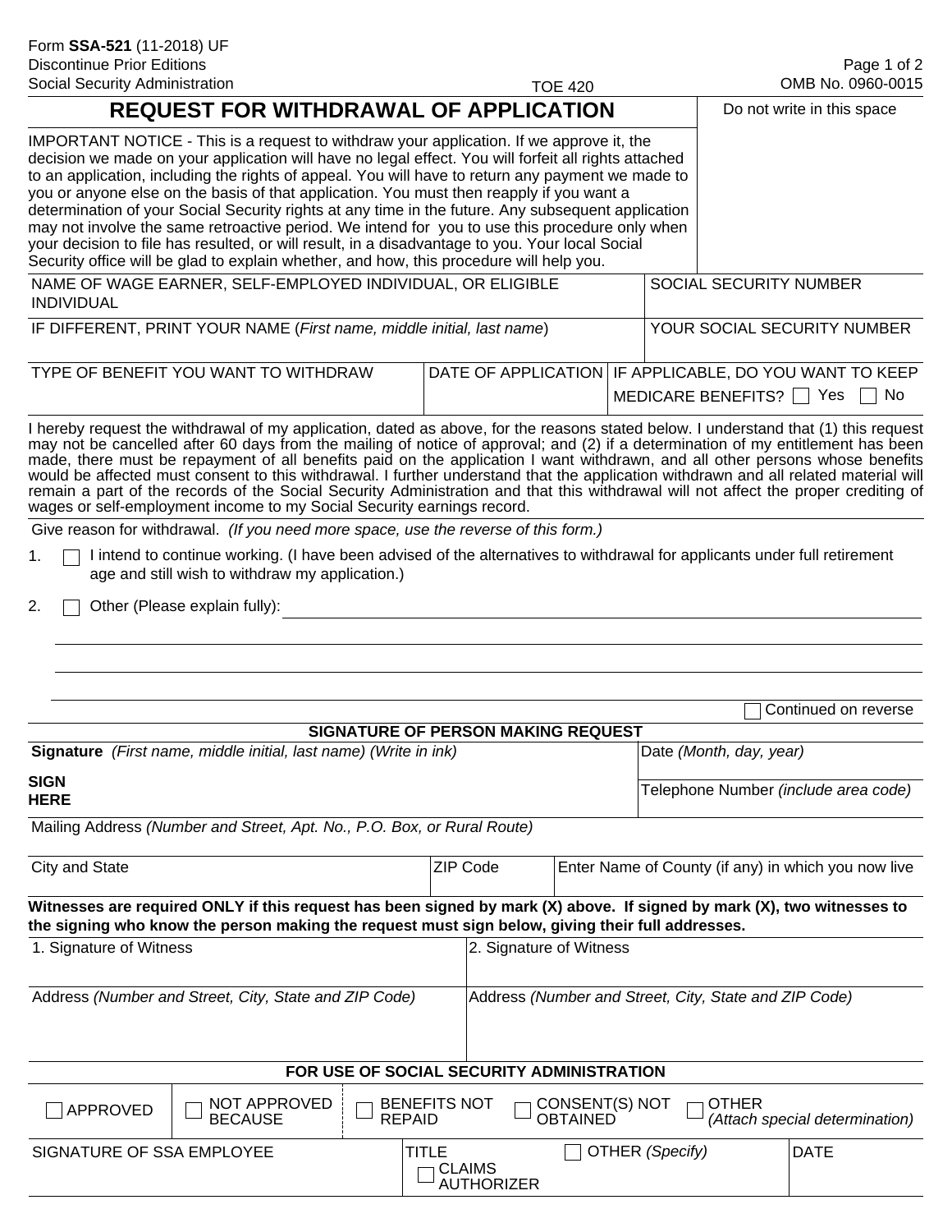Form **SSA-521** (11-2018) UF
Discontinue Prior Editions
Social Security Administration

TOE 420

OMB No. 0960-0015

# REQUEST FOR WITHDRAWAL OF APPLICATION

Do not write in this space

IMPORTANT NOTICE - This is a request to withdraw your application. If we approve it, the decision we made on your application will have no legal effect. You will forfeit all rights attached to an application, including the rights of appeal. You will have to return any payment we made to you or anyone else on the basis of that application. You must then reapply if you want a determination of your Social Security rights at any time in the future. Any subsequent application may not involve the same retroactive period. We intend for you to use this procedure only when your decision to file has resulted, or will result, in a disadvantage to you. Your local Social Security office will be glad to explain whether, and how, this procedure will help you.

| NAME OF WAGE EARNER, SELF-EMPLOYED INDIVIDUAL, OR ELIGIBLE INDIVIDUAL | SOCIAL SECURITY NUMBER |
| --- | --- |
| IF DIFFERENT, PRINT YOUR NAME (*First name, middle initial, last name*) | YOUR SOCIAL SECURITY NUMBER |

| TYPE OF BENEFIT YOU WANT TO WITHDRAW | DATE OF APPLICATION | IF APPLICABLE, DO YOU WANT TO KEEP MEDICARE BENEFITS? ☐ Yes ☐ No |
| --- | --- | --- |
| | | |

I hereby request the withdrawal of my application, dated as above, for the reasons stated below. I understand that (1) this request may not be cancelled after 60 days from the mailing of notice of approval; and (2) if a determination of my entitlement has been made, there must be repayment of all benefits paid on the application I want withdrawn, and all other persons whose benefits would be affected must consent to this withdrawal. I further understand that the application withdrawn and all related material will remain a part of the records of the Social Security Administration and that this withdrawal will not affect the proper crediting of wages or self-employment income to my Social Security earnings record.

Give reason for withdrawal. *(If you need more space, use the reverse of this form.)*

1. ☐ I intend to continue working. (I have been advised of the alternatives to withdrawal for applicants under full retirement age and still wish to withdraw my application.)

2. ☐ Other (Please explain fully): ______________________________

______________________________

______________________________

______________________________

☐ Continued on reverse

## SIGNATURE OF PERSON MAKING REQUEST

| **Signature** *(First name, middle initial, last name) (Write in ink)* **SIGN HERE** | Date *(Month, day, year)* |
| --- | --- |
| | Telephone Number *(include area code)* |

Mailing Address *(Number and Street, Apt. No., P.O. Box, or Rural Route)*

| City and State | ZIP Code | Enter Name of County (if any) in which you now live |
| --- | --- | --- |
| | | |

**Witnesses are required ONLY if this request has been signed by mark (X) above. If signed by mark (X), two witnesses to the signing who know the person making the request must sign below, giving their full addresses.**

| 1. Signature of Witness | 2. Signature of Witness |
| --- | --- |
| Address *(Number and Street, City, State and ZIP Code)* | Address *(Number and Street, City, State and ZIP Code)* |

## FOR USE OF SOCIAL SECURITY ADMINISTRATION

| ☐ APPROVED | ☐ NOT APPROVED BECAUSE | ☐ BENEFITS NOT REPAID | ☐ CONSENT(S) NOT OBTAINED | ☐ OTHER *(Attach special determination)* |
| --- | --- | --- | --- | --- |

| SIGNATURE OF SSA EMPLOYEE | TITLE ☐ CLAIMS AUTHORIZER | ☐ OTHER *(Specify)* | DATE |
| --- | --- | --- | --- |
| | | | |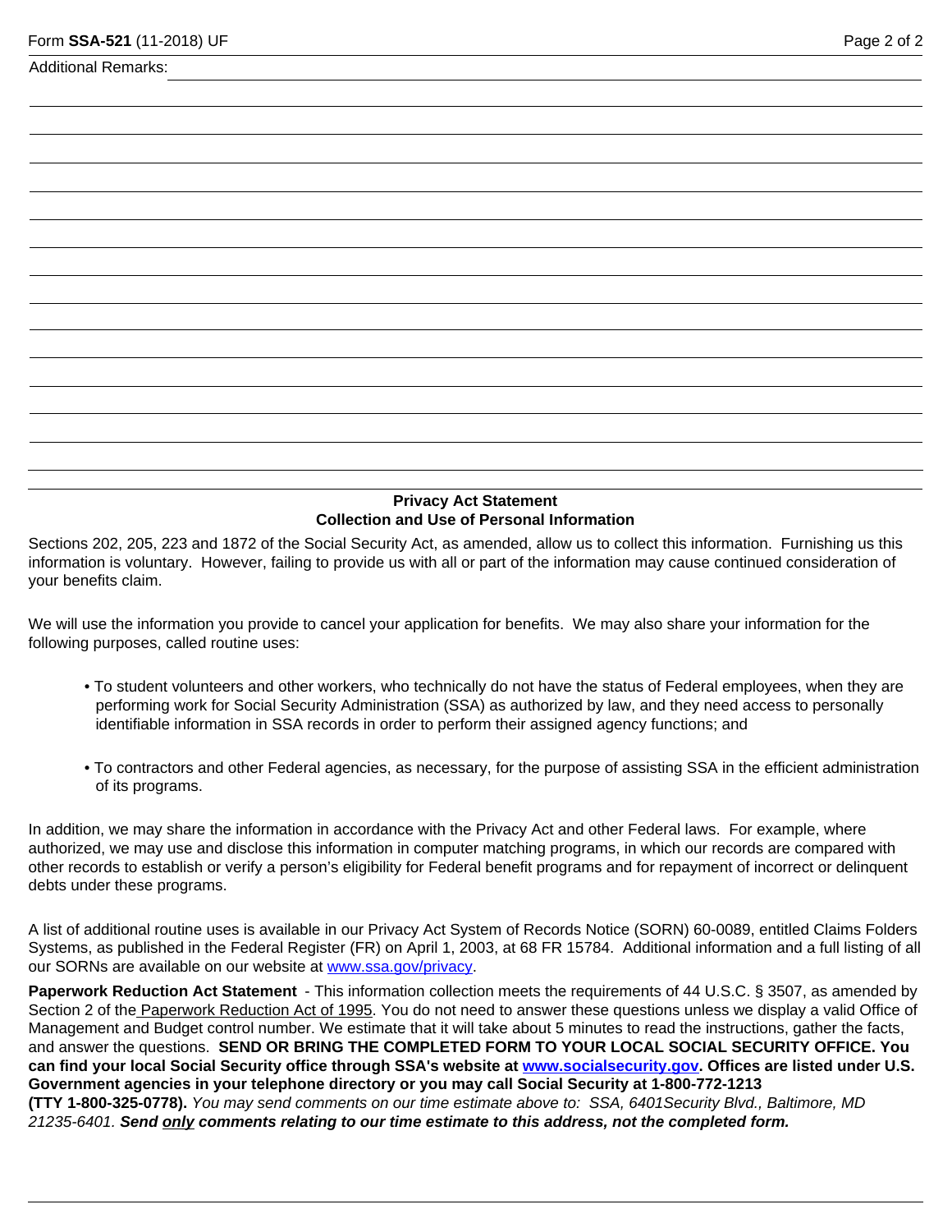Additional Remarks:

## Privacy Act Statement
## Collection and Use of Personal Information

Sections 202, 205, 223 and 1872 of the Social Security Act, as amended, allow us to collect this information. Furnishing us this information is voluntary. However, failing to provide us with all or part of the information may cause continued consideration of your benefits claim.

We will use the information you provide to cancel your application for benefits. We may also share your information for the following purposes, called routine uses:

- To student volunteers and other workers, who technically do not have the status of Federal employees, when they are performing work for Social Security Administration (SSA) as authorized by law, and they need access to personally identifiable information in SSA records in order to perform their assigned agency functions; and

- To contractors and other Federal agencies, as necessary, for the purpose of assisting SSA in the efficient administration of its programs.

In addition, we may share the information in accordance with the Privacy Act and other Federal laws. For example, where authorized, we may use and disclose this information in computer matching programs, in which our records are compared with other records to establish or verify a person's eligibility for Federal benefit programs and for repayment of incorrect or delinquent debts under these programs.

A list of additional routine uses is available in our Privacy Act System of Records Notice (SORN) 60-0089, entitled Claims Folders Systems, as published in the Federal Register (FR) on April 1, 2003, at 68 FR 15784. Additional information and a full listing of all our SORNs are available on our website at www.ssa.gov/privacy.

**Paperwork Reduction Act Statement** - This information collection meets the requirements of 44 U.S.C. § 3507, as amended by Section 2 of the Paperwork Reduction Act of 1995. You do not need to answer these questions unless we display a valid Office of Management and Budget control number. We estimate that it will take about 5 minutes to read the instructions, gather the facts, and answer the questions. **SEND OR BRING THE COMPLETED FORM TO YOUR LOCAL SOCIAL SECURITY OFFICE. You can find your local Social Security office through SSA's website at www.socialsecurity.gov. Offices are listed under U.S. Government agencies in your telephone directory or you may call Social Security at 1-800-772-1213 (TTY 1-800-325-0778).** *You may send comments on our time estimate above to: SSA, 6401Security Blvd., Baltimore, MD 21235-6401.* ***Send only comments relating to our time estimate to this address, not the completed form.***